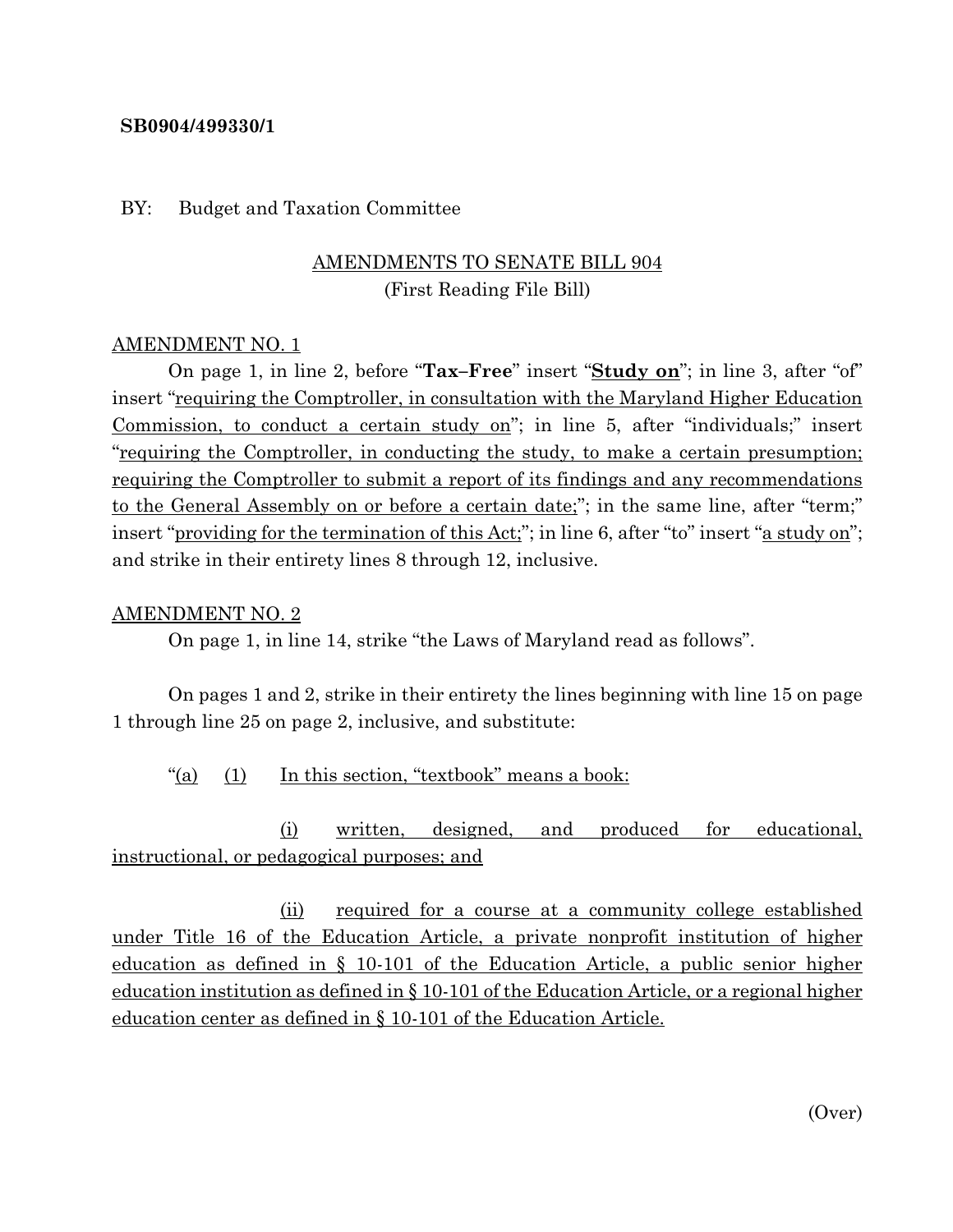**SB0904/499330/1**

BY: Budget and Taxation Committee

AMENDMENTS TO SENATE BILL 904
(First Reading File Bill)

AMENDMENT NO. 1

On page 1, in line 2, before "**Tax–Free**" insert "**Study on**"; in line 3, after "of" insert "requiring the Comptroller, in consultation with the Maryland Higher Education Commission, to conduct a certain study on"; in line 5, after "individuals;" insert "requiring the Comptroller, in conducting the study, to make a certain presumption; requiring the Comptroller to submit a report of its findings and any recommendations to the General Assembly on or before a certain date;"; in the same line, after "term;" insert "providing for the termination of this Act;"; in line 6, after "to" insert "a study on"; and strike in their entirety lines 8 through 12, inclusive.

AMENDMENT NO. 2

On page 1, in line 14, strike "the Laws of Maryland read as follows".

On pages 1 and 2, strike in their entirety the lines beginning with line 15 on page 1 through line 25 on page 2, inclusive, and substitute:

"(a) (1) In this section, "textbook" means a book:

(i) written, designed, and produced for educational, instructional, or pedagogical purposes; and

(ii) required for a course at a community college established under Title 16 of the Education Article, a private nonprofit institution of higher education as defined in § 10-101 of the Education Article, a public senior higher education institution as defined in § 10-101 of the Education Article, or a regional higher education center as defined in § 10-101 of the Education Article.

(Over)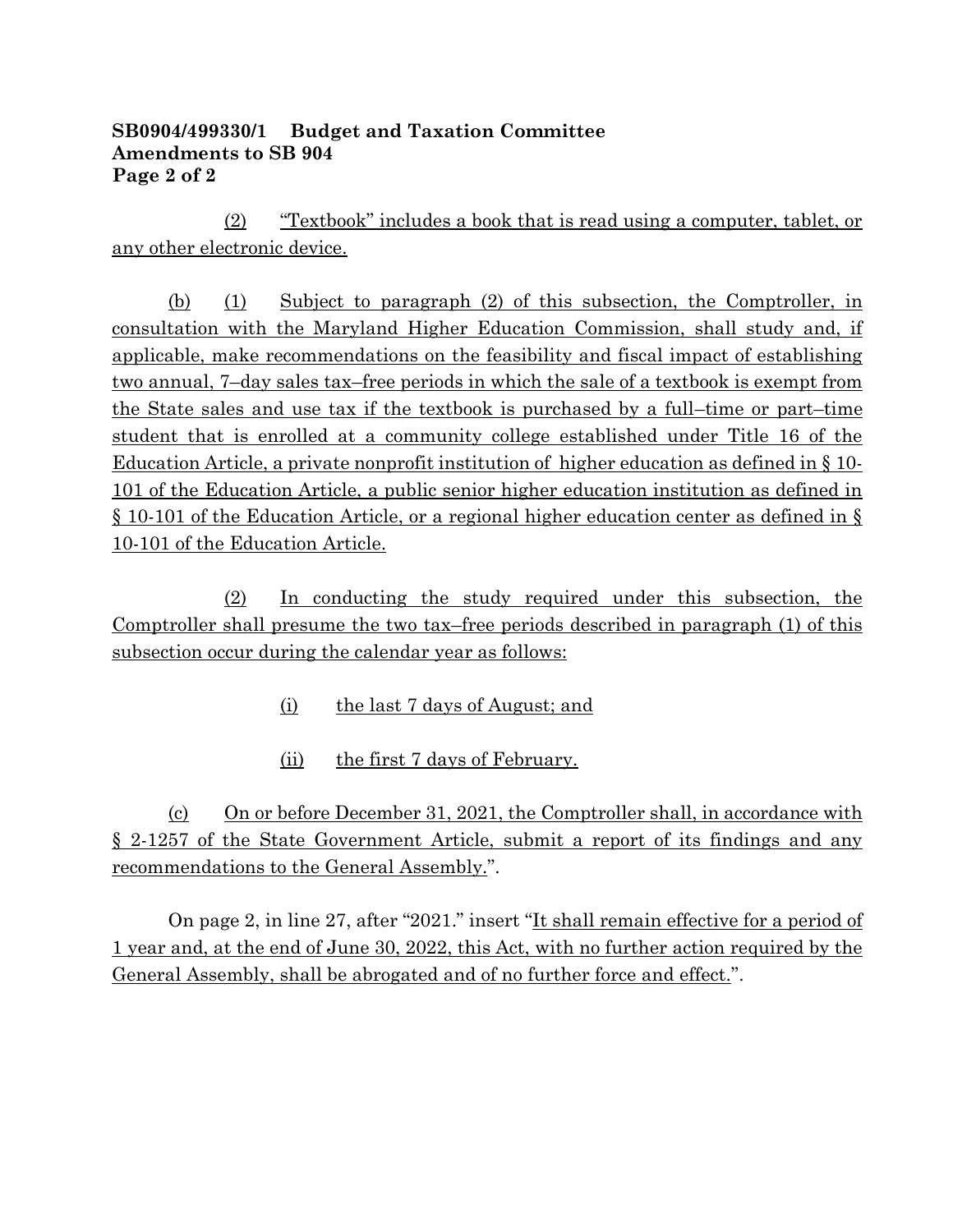**SB0904/499330/1 Budget and Taxation Committee**
**Amendments to SB 904**

(2) "Textbook" includes a book that is read using a computer, tablet, or any other electronic device.

(b) (1) Subject to paragraph (2) of this subsection, the Comptroller, in consultation with the Maryland Higher Education Commission, shall study and, if applicable, make recommendations on the feasibility and fiscal impact of establishing two annual, 7–day sales tax–free periods in which the sale of a textbook is exempt from the State sales and use tax if the textbook is purchased by a full–time or part–time student that is enrolled at a community college established under Title 16 of the Education Article, a private nonprofit institution of higher education as defined in § 10-101 of the Education Article, a public senior higher education institution as defined in § 10-101 of the Education Article, or a regional higher education center as defined in § 10-101 of the Education Article.

(2) In conducting the study required under this subsection, the Comptroller shall presume the two tax–free periods described in paragraph (1) of this subsection occur during the calendar year as follows:

(i) the last 7 days of August; and

(ii) the first 7 days of February.

(c) On or before December 31, 2021, the Comptroller shall, in accordance with § 2-1257 of the State Government Article, submit a report of its findings and any recommendations to the General Assembly.".

On page 2, in line 27, after "2021." insert "It shall remain effective for a period of 1 year and, at the end of June 30, 2022, this Act, with no further action required by the General Assembly, shall be abrogated and of no further force and effect.".